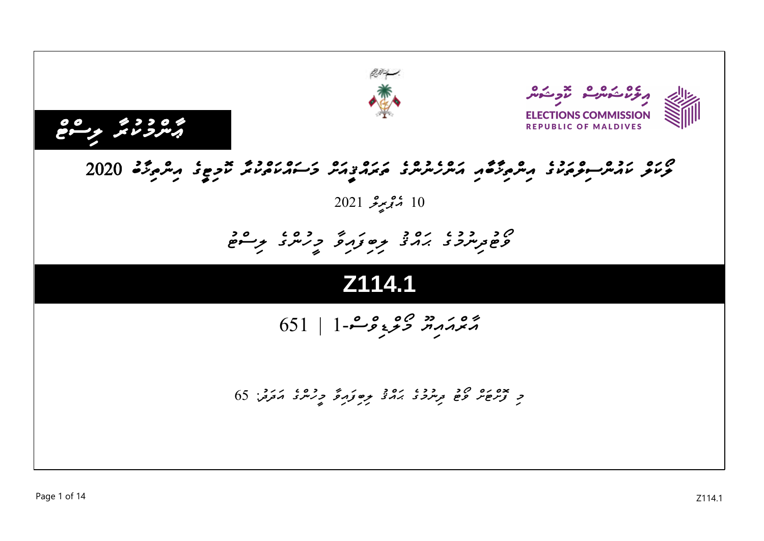އިލެކްޝަންސް ކޮމިޝަން

ELECTIONS COMMISSION
REPUBLIC OF MALDIVES

**އާންމުކުރާ ލިސްޓު**

# ލޯކަލް ކައުންސިލްތަކުގެ އިންތިޚާބާއި އަންހެނުންގެ ތަރައްޤީއަށް މަސައްކަތްކުރާ ކޮމިޓީގެ އިންތިޚާބު 2020

10 އޭޕްރީލް 2021

## ވޯޓުދިނުމުގެ ހައްޤު ލިބިފައިވާ މީހުންގެ ލިސްޓު

# Z114.1

އަރުއައިދު މޯލްޑިވްސް-1 | 651

މި ފޯމަށް ވޯޓު ދިނުމުގެ ހައްޤު ލިބިފައިވާ މީހުންގެ އަދަދު: 65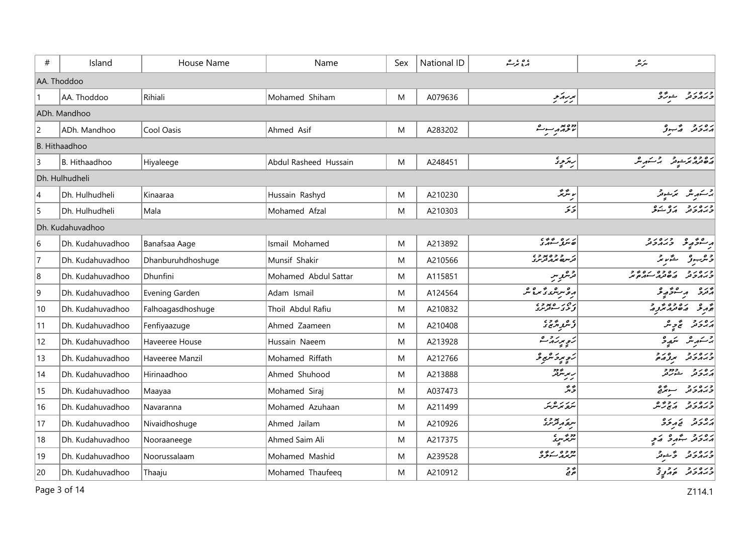| # | Island | House Name | Name | Sex | National ID | ދާއިރާ | ނަން |
|---|---|---|---|---|---|---|---|
| AA. Thoddoo | | | | | | | |
| 1 | AA. Thoddoo | Rihiali | Mohamed Shiham | M | A079636 | ރިހިއަލި | މުޙައްމަދު ޝިހާމް |
| ADh. Mandhoo | | | | | | | |
| 2 | ADh. Mandhoo | Cool Oasis | Ahmed Asif | M | A283202 | ކޫލްއޯސިސް | އަޙްމަދު އާސިފް |
| B. Hithaadhoo | | | | | | | |
| 3 | B. Hithaadhoo | Hiyaleege | Abdul Rasheed Hussain | M | A248451 | ހިޔަލީގެ | އަބްދުއްރަޝީދު ޙުސައިން |
| Dh. Hulhudheli | | | | | | | |
| 4 | Dh. Hulhudheli | Kinaaraa | Hussain Rashyd | M | A210230 | ކިނާރާ | ޙުސައިން ރަޝީދު |
| 5 | Dh. Hulhudheli | Mala | Mohamed Afzal | M | A210303 | މަލަ | މުޙައްމަދު އަފްޒަލް |
| Dh. Kudahuvadhoo | | | | | | | |
| 6 | Dh. Kudahuvadhoo | Banafsaa Aage | Ismail Mohamed | M | A213892 | ބަނަފްސާއާގެ | އިސްމާޢީލް މުޙައްމަދު |
| 7 | Dh. Kudahuvadhoo | Dhanburuhdhoshuge | Munsif Shakir | M | A210566 | ދަނބުރުއްދޮށުގެ | މުންސިފް ޝާކިރު |
| 8 | Dh. Kudahuvadhoo | Dhunfini | Mohamed Abdul Sattar | M | A115851 | ދުންފިނި | މުޙައްމަދު އަބްދުއްސައްތާރު |
| 9 | Dh. Kudahuvadhoo | Evening Garden | Adam Ismail | M | A124564 | އިވްނިންގގާޑަން | އާދަމް އިސްމާޢީލް |
| 10 | Dh. Kudahuvadhoo | Falhoagasdhoshuge | Thoil Abdul Rafiu | M | A210832 | ފަޅޯގަސްދޮށުގެ | ޘޮއިލް އަބްދުއްރަފީޢު |
| 11 | Dh. Kudahuvadhoo | Fenfiyaazuge | Ahmed Zaameen | M | A210408 | ފެންފިޔާޒުގެ | އަޙްމަދު ޒާމީން |
| 12 | Dh. Kudahuvadhoo | Haveeree House | Hussain Naeem | M | A213928 | ހަވީރީހައުސް | ޙުސައިން ނަޢީމް |
| 13 | Dh. Kudahuvadhoo | Haveeree Manzil | Mohamed Riffath | M | A212766 | ހަވީރީމަންޒިލް | މުޙައްމަދު ރިފްއަތު |
| 14 | Dh. Kudahuvadhoo | Hirinaadhoo | Ahmed Shuhood | M | A213888 | ހިރިނާދޫ | އަޙްމަދު ޝުހޫދު |
| 15 | Dh. Kudahuvadhoo | Maayaa | Mohamed Siraj | M | A037473 | މާޔާ | މުޙައްމަދު ސިރާޖް |
| 16 | Dh. Kudahuvadhoo | Navaranna | Mohamed Azuhaan | M | A211499 | ނަވަރަންނަ | މުޙައްމަދު އަޒުހާން |
| 17 | Dh. Kudahuvadhoo | Nivaidhoshuge | Ahmed Jailam | M | A210926 | ނިވައިދޮށުގެ | އަޙްމަދު ޖައިލަމް |
| 18 | Dh. Kudahuvadhoo | Nooraaneege | Ahmed Saim Ali | M | A217375 | ނޫރާނީގެ | އަޙްމަދު ސާއިމް ޢަލީ |
| 19 | Dh. Kudahuvadhoo | Noorussalaam | Mohamed Mashid | M | A239528 | ނޫރުއްސަލާމް | މުޙައްމަދު މާޝިދު |
| 20 | Dh. Kudahuvadhoo | Thaaju | Mohamed Thaufeeq | M | A210912 | ތާޖު | މުޙައްމަދު ތައުފީޤު |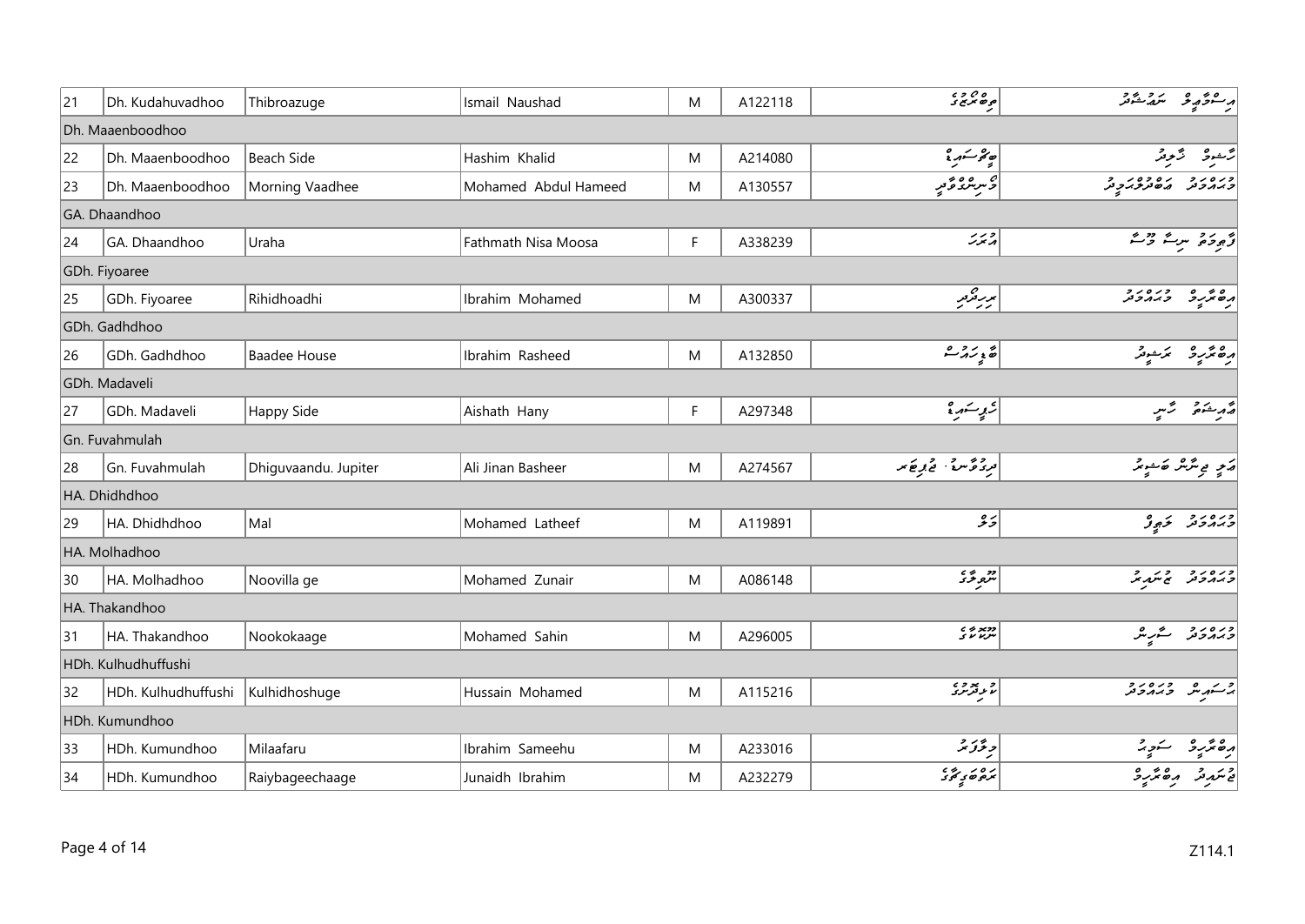| | | | | | | | |
|---|---|---|---|---|---|---|---|
| 21 | Dh. Kudahuvadhoo | Thibroazuge | Ismail Naushad | M | A122118 | ތިބްރޯޒުގެ | އިސްމާޢީލް ނައުޝާދު |
| Dh. Maaenboodhoo | | | | | | | |
| 22 | Dh. Maaenboodhoo | Beach Side | Hashim Khalid | M | A214080 | ބީޗްސައިޑް | ހާޝިމް ޚާލިދު |
| 23 | Dh. Maaenboodhoo | Morning Vaadhee | Mohamed Abdul Hameed | M | A130557 | މޯނިންގވާދީ | މުޙައްމަދު ޢަބްދުލްޙަމީދު |
| GA. Dhaandhoo | | | | | | | |
| 24 | GA. Dhaandhoo | Uraha | Fathmath Nisa Moosa | F | A338239 | އުރަހަ | ފާތިމަތު ނިސާ މޫސާ |
| GDh. Fiyoaree | | | | | | | |
| 25 | GDh. Fiyoaree | Rihidhoadhi | Ibrahim Mohamed | M | A300337 | ރިހިދޯދި | އިބްރާހީމް މުޙައްމަދު |
| GDh. Gadhdhoo | | | | | | | |
| 26 | GDh. Gadhdhoo | Baadee House | Ibrahim Rasheed | M | A132850 | ބާދީހައުސް | އިބްރާހީމް ރަޝީދު |
| GDh. Madaveli | | | | | | | |
| 27 | GDh. Madaveli | Happy Side | Aishath Hany | F | A297348 | ހެޕީސައިޑް | އާއިޝަތު ހާނީ |
| Gn. Fuvahmulah | | | | | | | |
| 28 | Gn. Fuvahmulah | Dhiguvaandu. Jupiter | Ali Jinan Basheer | M | A274567 | ދިގުވާނދު. ޖުޕިޓަރ | ޢަލީ ޖިނާން ބަޝީރު |
| HA. Dhidhdhoo | | | | | | | |
| 29 | HA. Dhidhdhoo | Mal | Mohamed Latheef | M | A119891 | މަލް | މުޙައްމަދު ލަޠީފު |
| HA. Molhadhoo | | | | | | | |
| 30 | HA. Molhadhoo | Noovilla ge | Mohamed Zunair | M | A086148 | ނޫވިލާގެ | މުޙައްމަދު ޒުނައިރު |
| HA. Thakandhoo | | | | | | | |
| 31 | HA. Thakandhoo | Nookokaage | Mohamed Sahin | M | A296005 | ނޫކޮކާގެ | މުޙައްމަދު ސާހިން |
| HDh. Kulhudhuffushi | | | | | | | |
| 32 | HDh. Kulhudhuffushi | Kulhidhoshuge | Hussain Mohamed | M | A115216 | ކުޅިދޮށުގެ | ހުސައިން މުޙައްމަދު |
| HDh. Kumundhoo | | | | | | | |
| 33 | HDh. Kumundhoo | Milaafaru | Ibrahim Sameehu | M | A233016 | މިލާފަރު | އިބްރާހީމް ސަމީޙު |
| 34 | HDh. Kumundhoo | Raiybageechaage | Junaidh Ibrahim | M | A232279 | ރައްބަގީޗާގެ | ޖުނައިދު އިބްރާހީމް |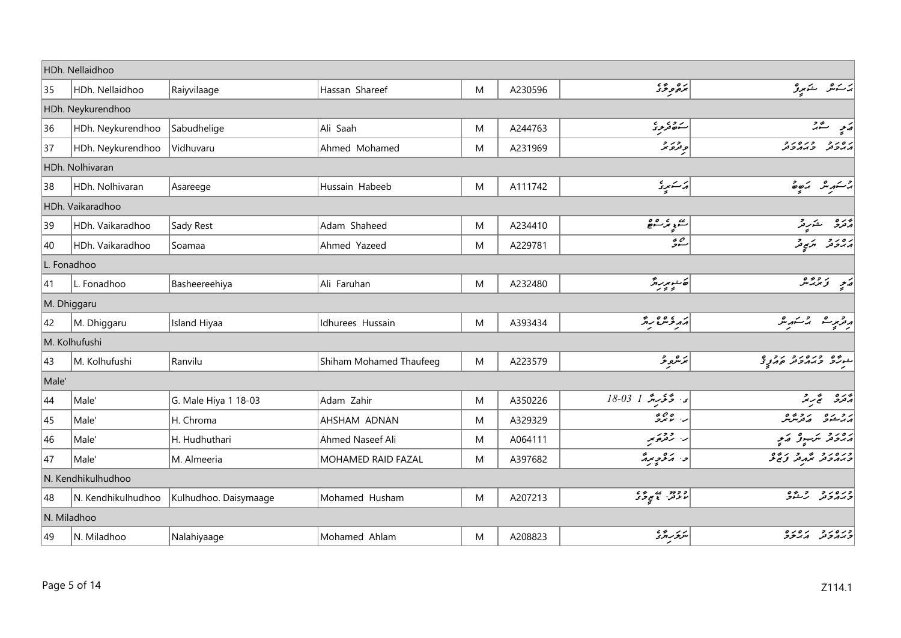| | | | | | | | |
|---|---|---|---|---|---|---|---|
| HDh. Nellaidhoo | | | | | | | |
| 35 | HDh. Nellaidhoo | Raiyvilaage | Hassan Shareef | M | A230596 | ރައްވިލާގެ | ހަސަން ޝަރީފް |
| HDh. Neykurendhoo | | | | | | | |
| 36 | HDh. Neykurendhoo | Sabudhelige | Ali Saah | M | A244763 | ސަބުދެލިގެ | އަލި ސާހް |
| 37 | HDh. Neykurendhoo | Vidhuvaru | Ahmed Mohamed | M | A231969 | ވިދުވަރު | އަޙްމަދު މުޙައްމަދު |
| HDh. Nolhivaran | | | | | | | |
| 38 | HDh. Nolhivaran | Asareege | Hussain Habeeb | M | A111742 | އަސަރީގެ | ޙުސައިން ޙަބީބު |
| HDh. Vaikaradhoo | | | | | | | |
| 39 | HDh. Vaikaradhoo | Sady Rest | Adam Shaheed | M | A234410 | ސޭޑީ ރެސްޓް | އާދަމް ޝަހީދު |
| 40 | HDh. Vaikaradhoo | Soamaa | Ahmed Yazeed | M | A229781 | ސޯމާ | އަޙްމަދު ޔަޒީދު |
| L. Fonadhoo | | | | | | | |
| 41 | L. Fonadhoo | Basheereehiya | Ali Faruhan | M | A232480 | ބަޝީރީހިޔާ | އަލި ފަރުހާން |
| M. Dhiggaru | | | | | | | |
| 42 | M. Dhiggaru | Island Hiyaa | Idhurees Hussain | M | A393434 | އައިލެންޑް ހިޔާ | އިދުރީސް ޙުސައިން |
| M. Kolhufushi | | | | | | | |
| 43 | M. Kolhufushi | Ranvilu | Shiham Mohamed Thaufeeg | M | A223579 | ރަންވިލު | ޝިހާމް މުޙައްމަދު ތައުފީޤު |
| Male' | | | | | | | |
| 44 | Male' | G. Male Hiya 1 18-03 | Adam Zahir | M | A350226 | ގ. މާލެހިޔާ 1 18-03 | އާދަމް ޒާހިރު |
| 45 | Male' | H. Chroma | AHSHAM ADNAN | M | A329329 | ހ. ކްރޯމާ | އަޙްޝަމް އަދުނާން |
| 46 | Male' | H. Hudhuthari | Ahmed Naseef Ali | M | A064111 | ހ. ހުދުތަރި | އަޙްމަދު ނަސީފް އަލި |
| 47 | Male' | M. Almeeria | MOHAMED RAID FAZAL | M | A397682 | މ. އަލްމީރިއާ | މުޙައްމަދު ރާއިދު ފަޟަލް |
| N. Kendhikulhudhoo | | | | | | | |
| 48 | N. Kendhikulhudhoo | Kulhudhoo. Daisymaage | Mohamed Husham | M | A207213 | ކުޅުދޫ. ޑޭޒީމާގެ | މުޙައްމަދު ހުޝާމް |
| N. Miladhoo | | | | | | | |
| 49 | N. Miladhoo | Nalahiyaage | Mohamed Ahlam | M | A208823 | ނަލަހިޔާގެ | މުޙައްމަދު އަޙްލާމް |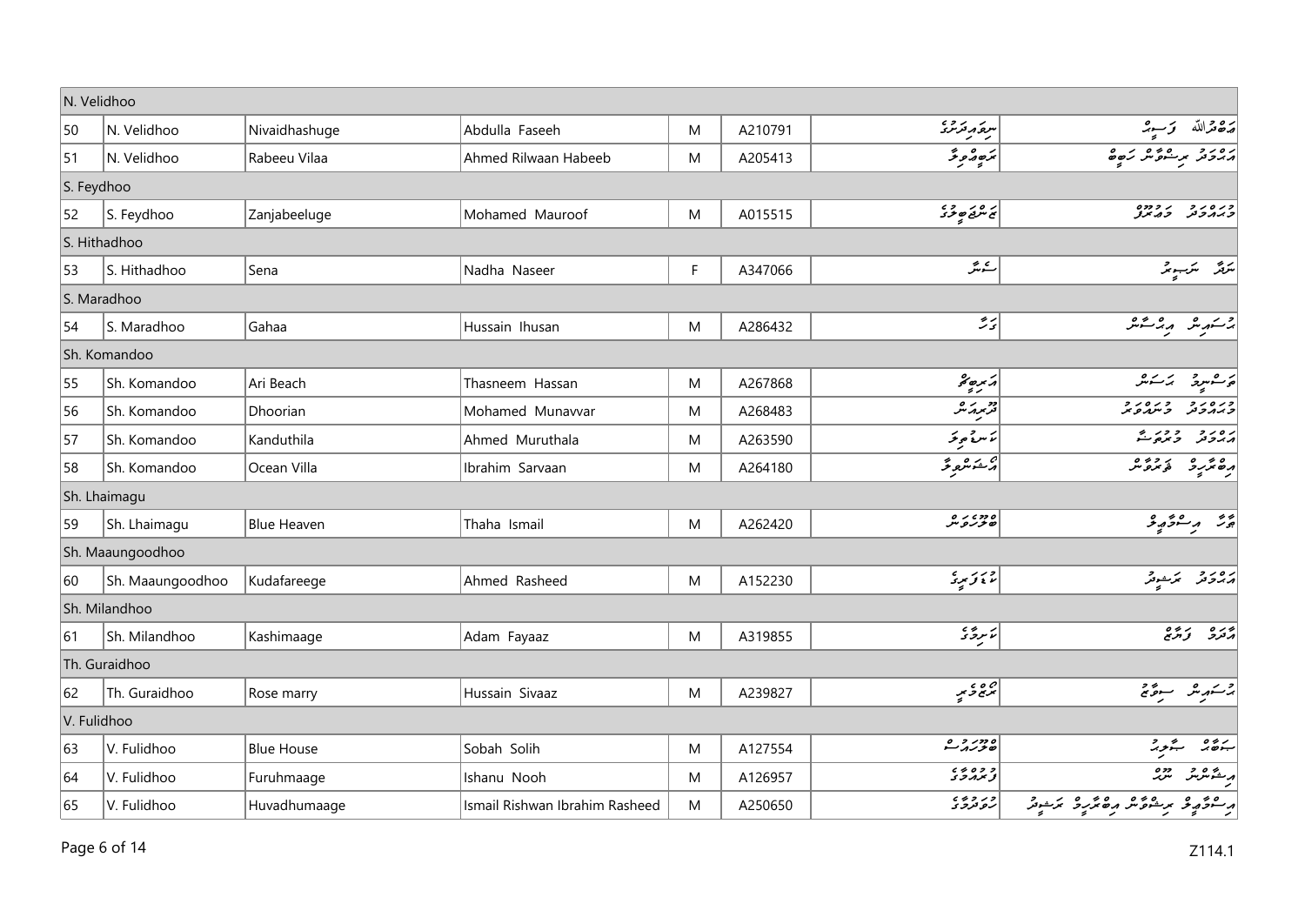| | | | | | | | |
|---|---|---|---|---|---|---|---|
| N. Velidhoo | | | | | | | |
| 50 | N. Velidhoo | Nivaidhashuge | Abdulla Faseeh | M | A210791 | سِعَەِ مَرَ بُرى | مَە قرالله وَسِيرُ |
| 51 | N. Velidhoo | Rabeeu Vilaa | Ahmed Rilwaan Habeeb | M | A205413 | بَرَ ھِ ەُ وِ وَ | مَرْدُوَ مِرِسُوَسُ رَحِ ھ |
| S. Feydhoo | | | | | | | |
| 52 | S. Feydhoo | Zanjabeeluge | Mohamed Mauroof | M | A015515 | يَ سْمَعْ ھِ وِ ى | وَبَرُ وَ وَ وَ رُ وُ وُ |
| S. Hithadhoo | | | | | | | |
| 53 | S. Hithadhoo | Sena | Nadha Naseer | F | A347066 | سەسَّ | سَرَوَّ سَرَبِ رُ |
| S. Maradhoo | | | | | | | |
| 54 | S. Maradhoo | Gahaa | Hussain Ihusan | M | A286432 | يَ رُ | بَرْسَمَرِ سُر مِ بِرُ سَّ سُر |
| Sh. Komandoo | | | | | | | |
| 55 | Sh. Komandoo | Ari Beach | Thasneem Hassan | M | A267868 | مَ بِرِ ھِ مُ | ھَ سُر سِرِ دَ بَرَ سَ سُر |
| 56 | Sh. Komandoo | Dhoorian | Mohamed Munavvar | M | A268483 | ترُ بِرِ مَ سُر | وَبَرُ وَ وَ وَ سَرَ وَ بَرُ |
| 57 | Sh. Komandoo | Kanduthila | Ahmed Muruthala | M | A263590 | تَسِرُ حِ وَ | مَرْدُوَ وَ بَرُ ھَوَ سَّ |
| 58 | Sh. Komandoo | Ocean Villa | Ibrahim Sarvaan | M | A264180 | مُ سُرَ سُر حِ وَّ | مِ ھُ مُرِ وَ ھُ بَرُ وَ سُر |
| Sh. Lhaimagu | | | | | | | |
| 59 | Sh. Lhaimagu | Blue Heaven | Thaha Ismail | M | A262420 | ھ وُ رَ وَ سُر | ھُ رُ مِ سُوَ وَّ مِ وُ |
| Sh. Maaungoodhoo | | | | | | | |
| 60 | Sh. Maaungoodhoo | Kudafareege | Ahmed Rasheed | M | A152230 | ءُ ءَ وَ بِرِ ى | مَرْدُوَ مَرَ سُوِ وُ |
| Sh. Milandhoo | | | | | | | |
| 61 | Sh. Milandhoo | Kashimaage | Adam Fayaaz | M | A319855 | ءَ سِرِ وَ ى | مُرَ وُ وَ مَرَّ ھ |
| Th. Guraidhoo | | | | | | | |
| 62 | Th. Guraidhoo | Rose marry | Hussain Sivaaz | M | A239827 | مُرَ ھِ وَ بِرِ | بَرْسَمَرِ سُر سِو وَّ ھ |
| V. Fulidhoo | | | | | | | |
| 63 | V. Fulidhoo | Blue House | Sobah Solih | M | A127554 | ھ وُ رَ رُ سُ | سَوَ ھُ رُ سُوِ رُ |
| 64 | V. Fulidhoo | Furuhmaage | Ishanu Nooh | M | A126957 | وُ بَرُ وُ وَ ى | مِ سُوَ سُر سُر سُر رُ |
| 65 | V. Fulidhoo | Huvadhumaage | Ismail Rishwan Ibrahim Rasheed | M | A250650 | رُ وَ تُر وَ ى | مِ سُوَ وَّ مِ وُ بِرِ سُوَ وَ سُر مِ ھُ مُرِ وَ مَرَ سُوِ وُ |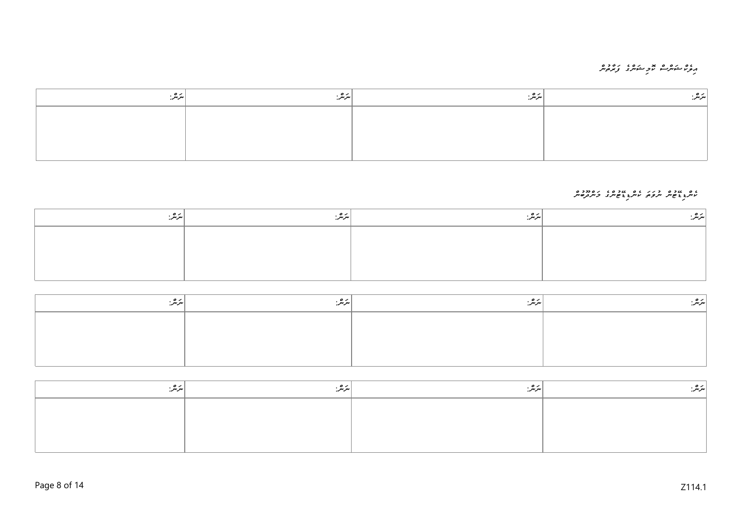# އިވެންޓްގެ ކުރިން ބޭނުންވާ ވަސީލަތް

| ނަންބަރު: | ނަންބަރު: | ނަންބަރު: | ނަންބަރު: |
|---|---|---|---|
| | | | |

## ކޮންޓްރެކްޓަރ ނުވަތަ ކޮންޓްރެކްޓަރުން ބަލާނެ ގޮތް

| ނަންބަރު: | ނަންބަރު: | ނަންބަރު: | ނަންބަރު: |
|---|---|---|---|
| | | | |

| ނަންބަރު: | ނަންބަރު: | ނަންބަރު: | ނަންބަރު: |
|---|---|---|---|
| | | | |

| ނަންބަރު: | ނަންބަރު: | ނަންބަރު: | ނަންބަރު: |
|---|---|---|---|
| | | | |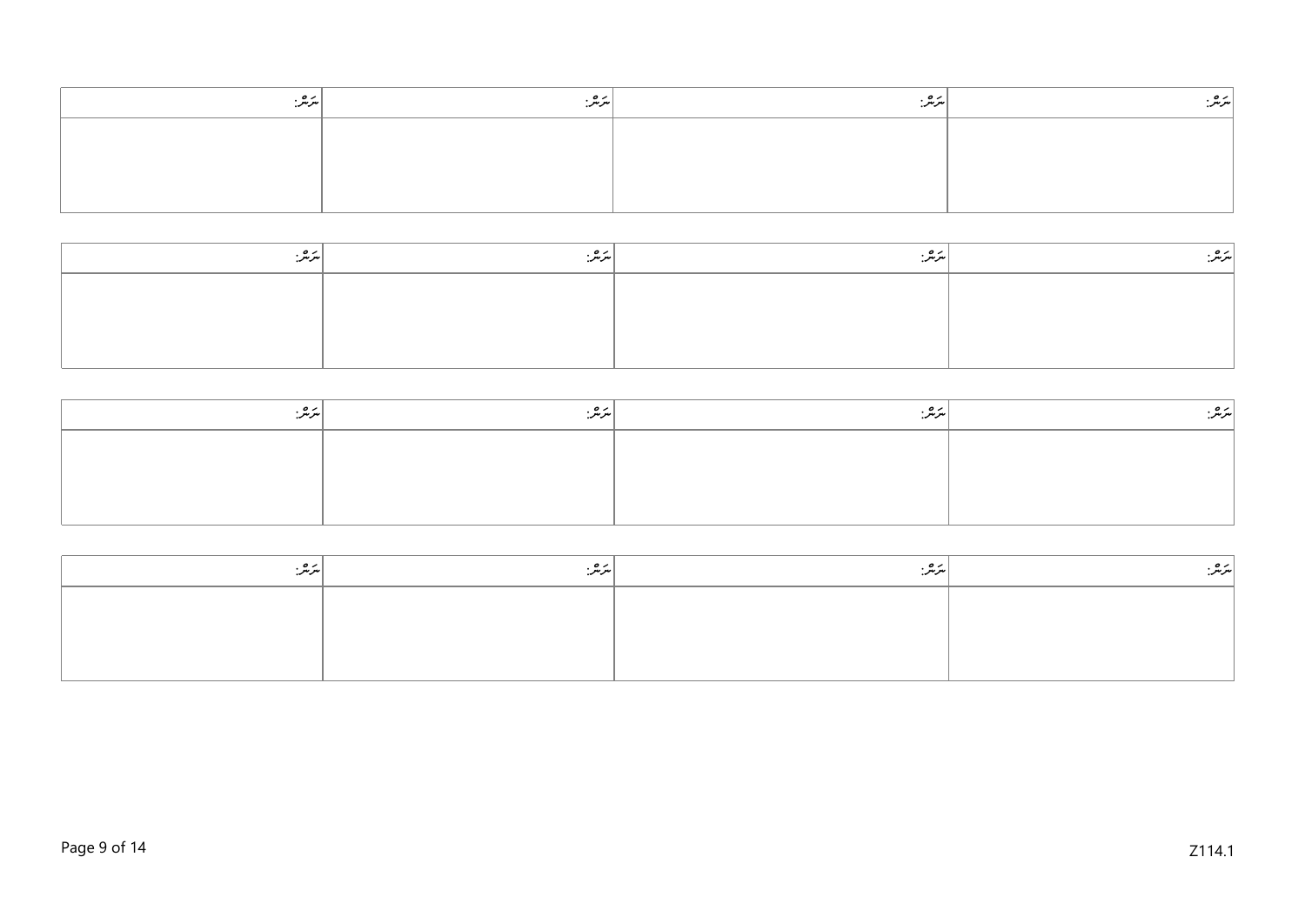| ނަންބަރު: | ނަންބަރު: | ނަންބަރު: | ނަންބަރު: |
| --- | --- | --- | --- |
| | | | |

| ނަންބަރު: | ނަންބަރު: | ނަންބަރު: | ނަންބަރު: |
| --- | --- | --- | --- |
| | | | |

| ނަންބަރު: | ނަންބަރު: | ނަންބަރު: | ނަންބަރު: |
| --- | --- | --- | --- |
| | | | |

| ނަންބަރު: | ނަންބަރު: | ނަންބަރު: | ނަންބަރު: |
| --- | --- | --- | --- |
| | | | |

Z114.1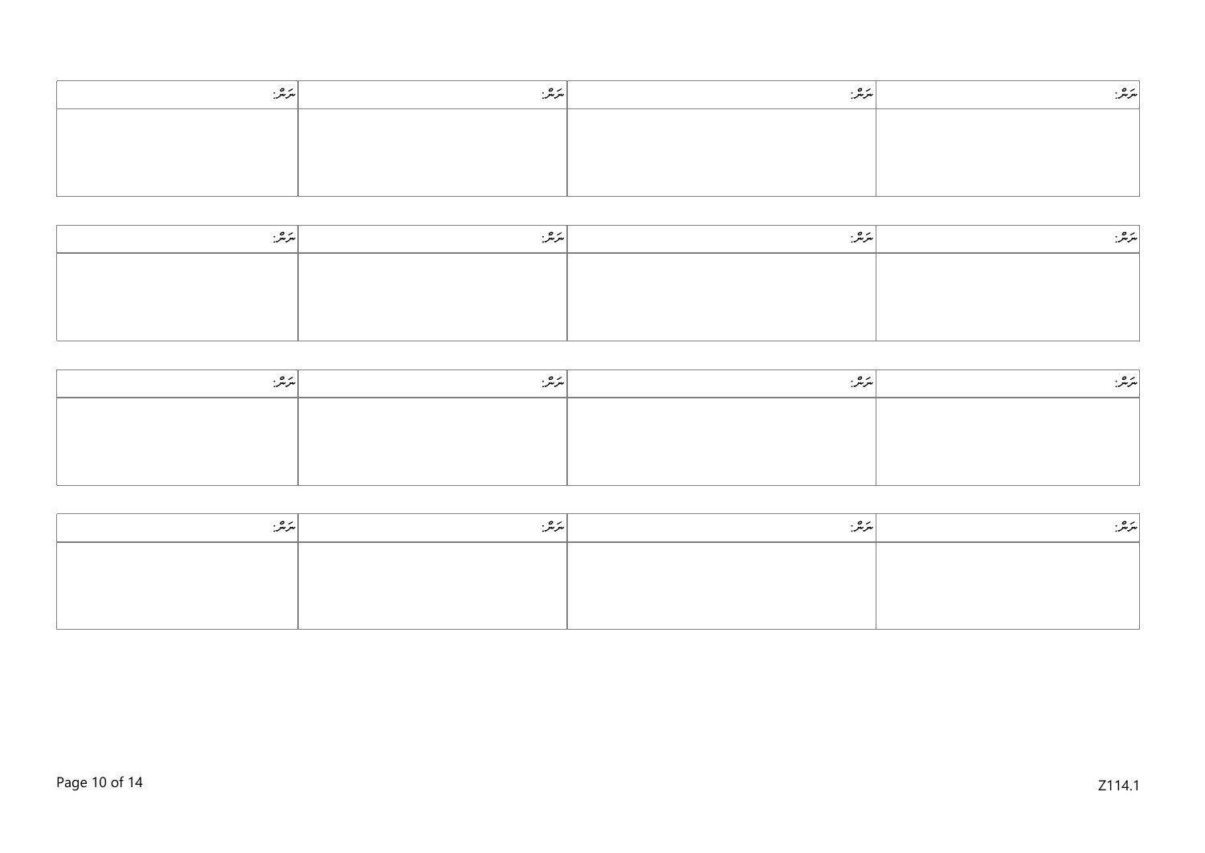| ނަރުދ: | ނަރުދ: | ނަރުދ: | ނަރުދ: |
|---|---|---|---|
| | | | |

| ނަރުދ: | ނަރުދ: | ނަރުދ: | ނަރުދ: |
|---|---|---|---|
| | | | |

| ނަރުދ: | ނަރުދ: | ނަރުދ: | ނަރުދ: |
|---|---|---|---|
| | | | |

| ނަރުދ: | ނަރުދ: | ނަރުދ: | ނަރުދ: |
|---|---|---|---|
| | | | |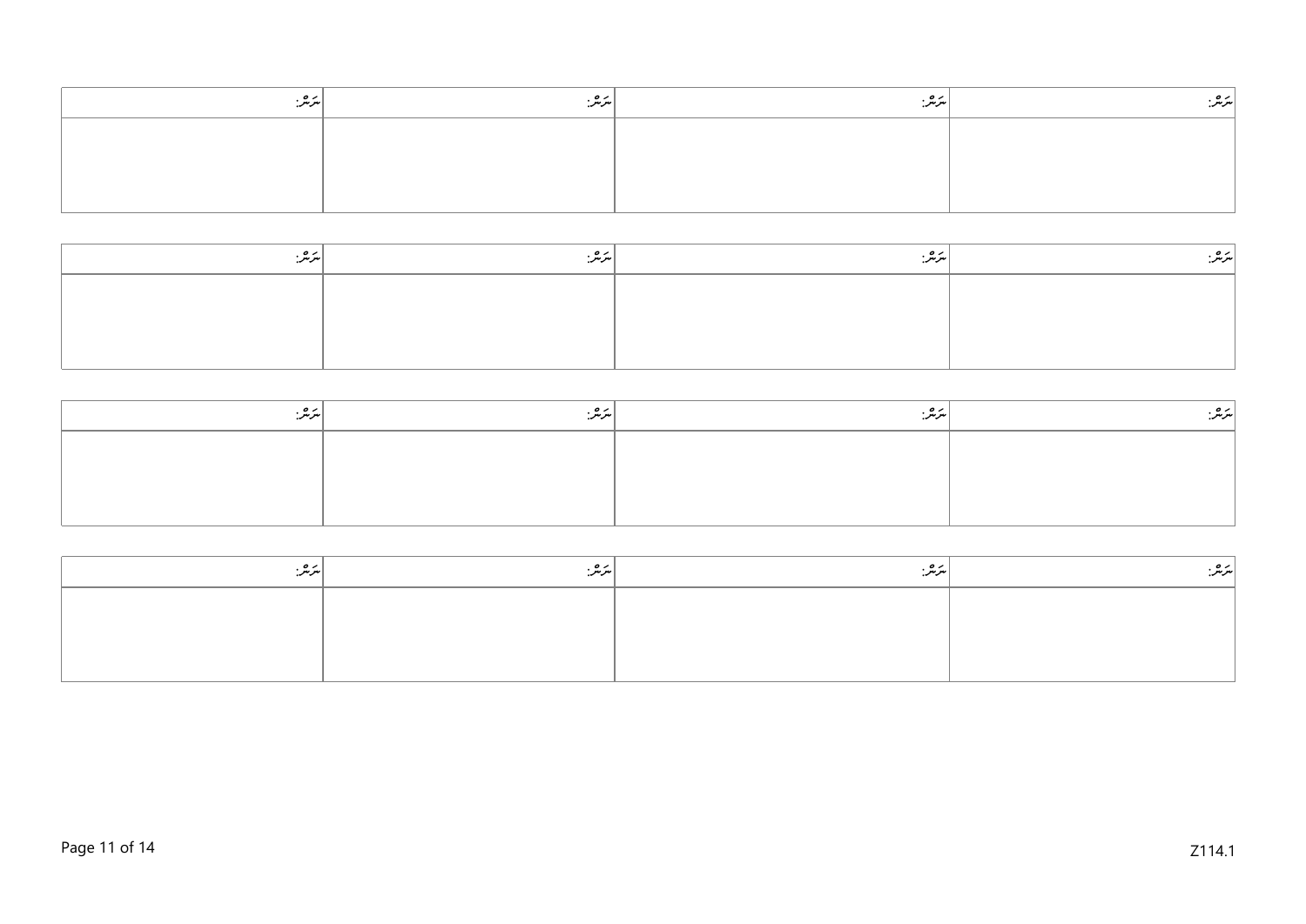| ނަރުދ: | ނަރުދ: | ނަރުދ: | ނަރުދ: |
| --- | --- | --- | --- |
| | | | |

| ނަރުދ: | ނަރުދ: | ނަރުދ: | ނަރުދ: |
| --- | --- | --- | --- |
| | | | |

| ނަރުދ: | ނަރުދ: | ނަރުދ: | ނަރުދ: |
| --- | --- | --- | --- |
| | | | |

| ނަރުދ: | ނަރުދ: | ނަރުދ: | ނަރުދ: |
| --- | --- | --- | --- |
| | | | |

Z114.1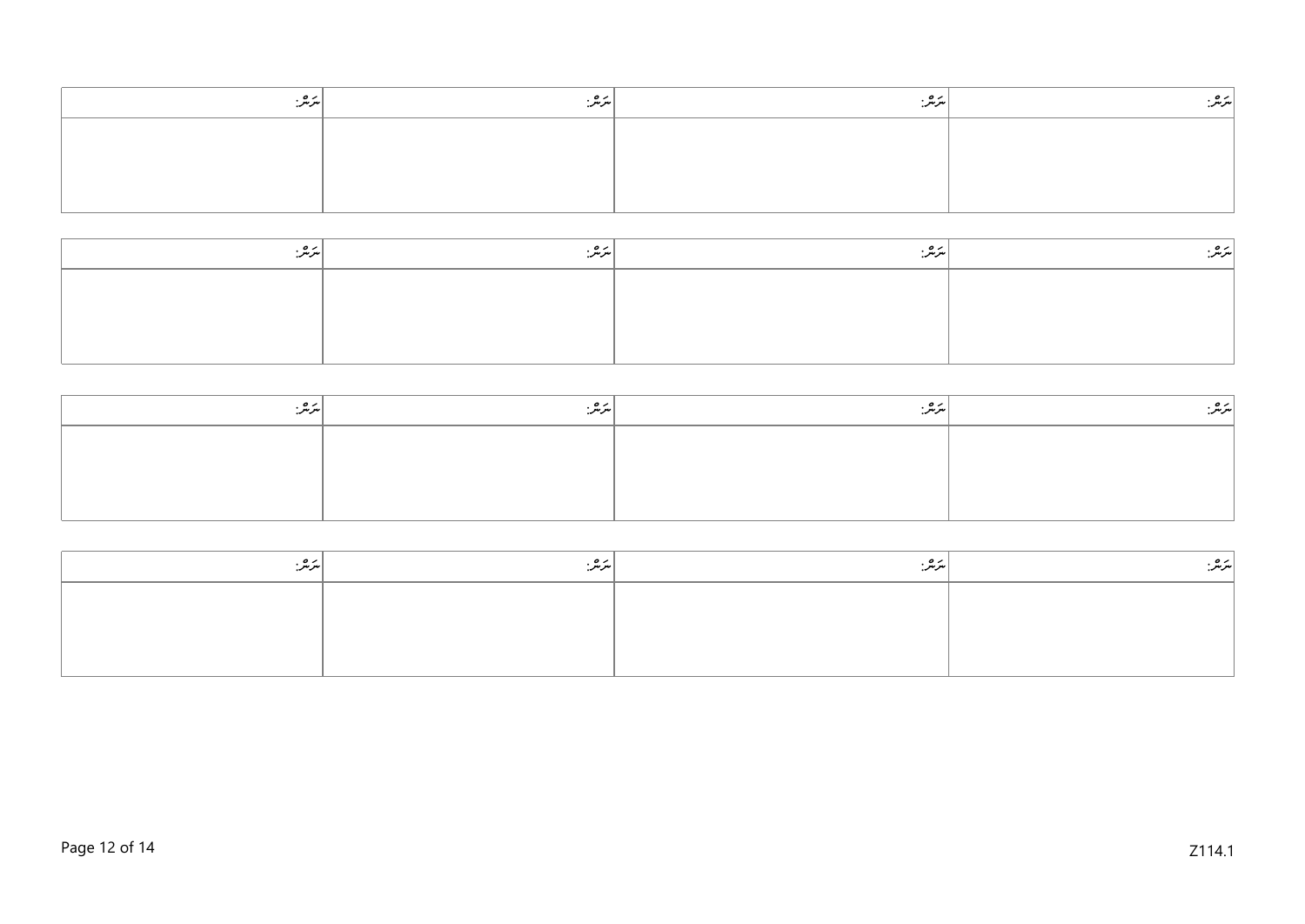| ނަރުދ: | ނަރުދ: | ނަރުދ: | ނަރުދ: |
| --- | --- | --- | --- |
| | | | |

| ނަރުދ: | ނަރުދ: | ނަރުދ: | ނަރުދ: |
| --- | --- | --- | --- |
| | | | |

| ނަރުދ: | ނަރުދ: | ނަރުދ: | ނަރުދ: |
| --- | --- | --- | --- |
| | | | |

| ނަރުދ: | ނަރުދ: | ނަރުދ: | ނަރުދ: |
| --- | --- | --- | --- |
| | | | |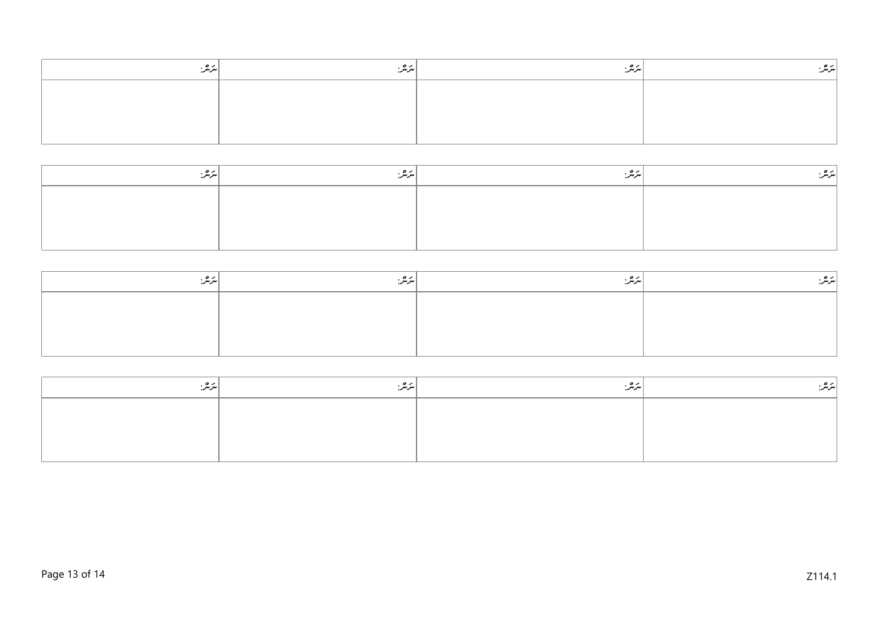| ترتيب: | ترتيب: | ترتيب: | ترتيب: |
|---|---|---|---|
| | | | |

| ترتيب: | ترتيب: | ترتيب: | ترتيب: |
|---|---|---|---|
| | | | |

| ترتيب: | ترتيب: | ترتيب: | ترتيب: |
|---|---|---|---|
| | | | |

| ترتيب: | ترتيب: | ترتيب: | ترتيب: |
|---|---|---|---|
| | | | |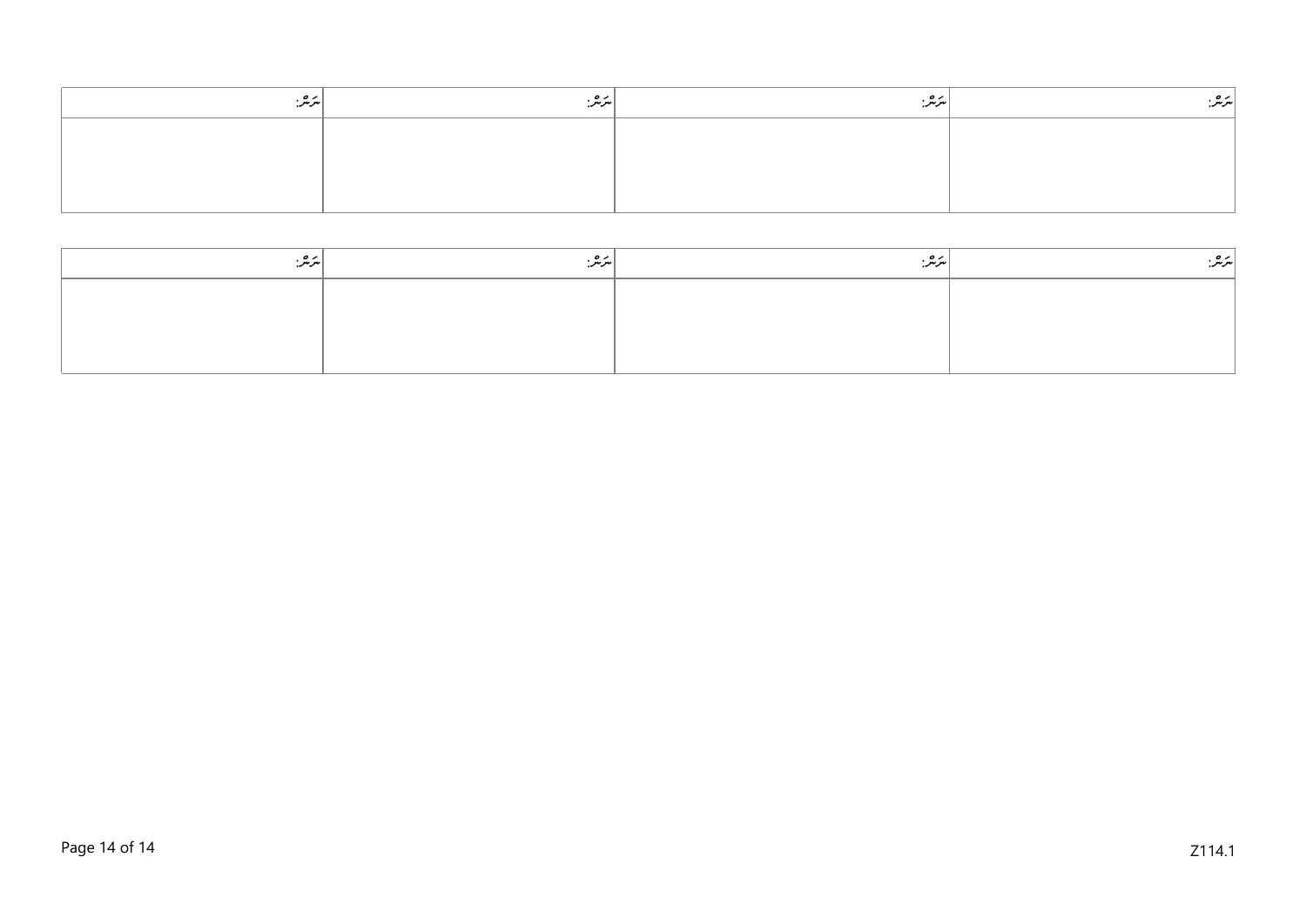| ނަރުދ: | ނަރުދ: | ނަރުދ: | ނަރުދ: |
| --- | --- | --- | --- |
| | | | |

| ނަރުދ: | ނަރުދ: | ނަރުދ: | ނަރުދ: |
| --- | --- | --- | --- |
| | | | |